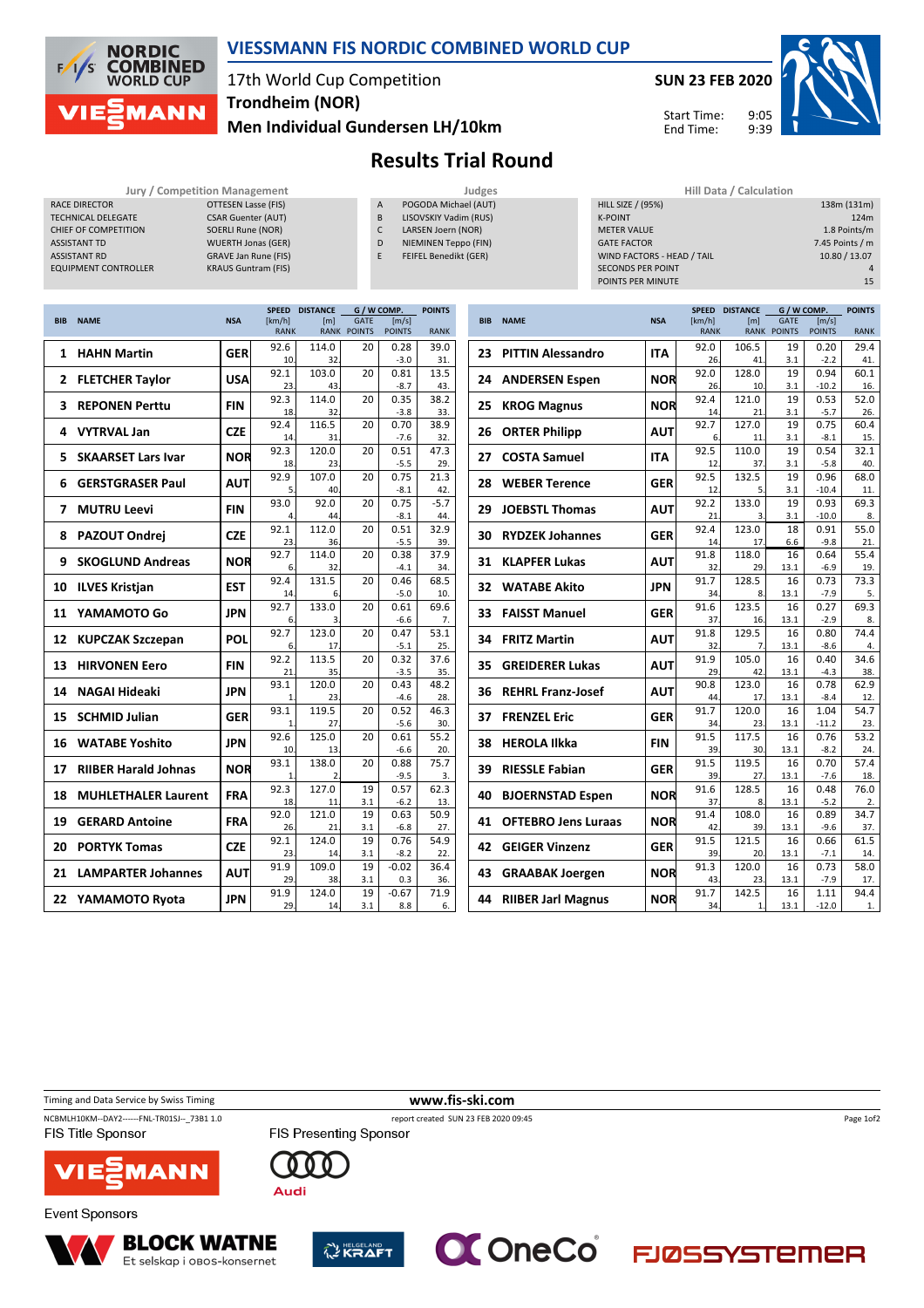# VIESSMANN FIS NORDIC COMBINED WORLD CUP

17th World Cup Competition
**Trondheim (NOR)**
**Men Individual Gundersen LH/10km**

**SUN 23 FEB 2020**

Start Time: 9:05
End Time: 9:39

## Results Trial Round

| Jury / Competition Management | |
|---|---|
| RACE DIRECTOR | OTTESEN Lasse (FIS) |
| TECHNICAL DELEGATE | CSAR Guenter (AUT) |
| CHIEF OF COMPETITION | SOERLI Rune (NOR) |
| ASSISTANT TD | WUERTH Jonas (GER) |
| ASSISTANT RD | GRAVE Jan Rune (FIS) |
| EQUIPMENT CONTROLLER | KRAUS Guntram (FIS) |

| Judges | |
|---|---|
| A | POGODA Michael (AUT) |
| B | LISOVSKIY Vadim (RUS) |
| C | LARSEN Joern (NOR) |
| D | NIEMINEN Teppo (FIN) |
| E | FEIFEL Benedikt (GER) |

| Hill Data / Calculation | |
|---|---|
| HILL SIZE / (95%) | 138m (131m) |
| K-POINT | 124m |
| METER VALUE | 1.8 Points/m |
| GATE FACTOR | 7.45 Points / m |
| WIND FACTORS - HEAD / TAIL | 10.80 / 13.07 |
| SECONDS PER POINT | 4 |
| POINTS PER MINUTE | 15 |

| BIB | NAME | NSA | SPEED [km/h] | SPEED RANK | DISTANCE [m] | DISTANCE RANK | GATE | GATE POINTS | WIND [m/s] | WIND POINTS | POINTS | RANK |
|---|---|---|---|---|---|---|---|---|---|---|---|---|
| 1 | HAHN Martin | GER | 92.6 | 10. | 114.0 | 32. | 20 | | 0.28 | -3.0 | 39.0 | 31. |
| 2 | FLETCHER Taylor | USA | 92.1 | 23. | 103.0 | 43. | 20 | | 0.81 | -8.7 | 13.5 | 43. |
| 3 | REPONEN Perttu | FIN | 92.3 | 18. | 114.0 | 32. | 20 | | 0.35 | -3.8 | 38.2 | 33. |
| 4 | VYTRVAL Jan | CZE | 92.4 | 14. | 116.5 | 31. | 20 | | 0.70 | -7.6 | 38.9 | 32. |
| 5 | SKAARSET Lars Ivar | NOR | 92.3 | 18. | 120.0 | 23. | 20 | | 0.51 | -5.5 | 47.3 | 29. |
| 6 | GERSTGRASER Paul | AUT | 92.9 | 5. | 107.0 | 40. | 20 | | 0.75 | -8.1 | 21.3 | 42. |
| 7 | MUTRU Leevi | FIN | 93.0 | 4. | 92.0 | 44. | 20 | | 0.75 | -8.1 | -5.7 | 44. |
| 8 | PAZOUT Ondrej | CZE | 92.1 | 23. | 112.0 | 36. | 20 | | 0.51 | -5.5 | 32.9 | 39. |
| 9 | SKOGLUND Andreas | NOR | 92.7 | 6. | 114.0 | 32. | 20 | | 0.38 | -4.1 | 37.9 | 34. |
| 10 | ILVES Kristjan | EST | 92.4 | 14. | 131.5 | 6. | 20 | | 0.46 | -5.0 | 68.5 | 10. |
| 11 | YAMAMOTO Go | JPN | 92.7 | 6. | 133.0 | 3. | 20 | | 0.61 | -6.6 | 69.6 | 7. |
| 12 | KUPCZAK Szczepan | POL | 92.7 | 6. | 123.0 | 17. | 20 | | 0.47 | -5.1 | 53.1 | 25. |
| 13 | HIRVONEN Eero | FIN | 92.2 | 21. | 113.5 | 35. | 20 | | 0.32 | -3.5 | 37.6 | 35. |
| 14 | NAGAI Hideaki | JPN | 93.1 | 1. | 120.0 | 23. | 20 | | 0.43 | -4.6 | 48.2 | 28. |
| 15 | SCHMID Julian | GER | 93.1 | 1. | 119.5 | 27. | 20 | | 0.52 | -5.6 | 46.3 | 30. |
| 16 | WATABE Yoshito | JPN | 92.6 | 10. | 125.0 | 13. | 20 | | 0.61 | -6.6 | 55.2 | 20. |
| 17 | RIIBER Harald Johnas | NOR | 93.1 | 1. | 138.0 | 2. | 20 | | 0.88 | -9.5 | 75.7 | 3. |
| 18 | MUHLETHALER Laurent | FRA | 92.3 | 18. | 127.0 | 11. | 19 | 3.1 | 0.57 | -6.2 | 62.3 | 13. |
| 19 | GERARD Antoine | FRA | 92.0 | 26. | 121.0 | 21. | 19 | 3.1 | 0.63 | -6.8 | 50.9 | 27. |
| 20 | PORTYK Tomas | CZE | 92.1 | 23. | 124.0 | 14. | 19 | 3.1 | 0.76 | -8.2 | 54.9 | 22. |
| 21 | LAMPARTER Johannes | AUT | 91.9 | 29. | 109.0 | 38. | 19 | 3.1 | -0.02 | 0.3 | 36.4 | 36. |
| 22 | YAMAMOTO Ryota | JPN | 91.9 | 29. | 124.0 | 14. | 19 | 3.1 | -0.67 | 8.8 | 71.9 | 6. |
| 23 | PITTIN Alessandro | ITA | 92.0 | 26. | 106.5 | 41. | 19 | 3.1 | 0.20 | -2.2 | 29.4 | 41. |
| 24 | ANDERSEN Espen | NOR | 92.0 | 26. | 128.0 | 10. | 19 | 3.1 | 0.94 | -10.2 | 60.1 | 16. |
| 25 | KROG Magnus | NOR | 92.4 | 14. | 121.0 | 21. | 19 | 3.1 | 0.53 | -5.7 | 52.0 | 26. |
| 26 | ORTER Philipp | AUT | 92.7 | 6. | 127.0 | 11. | 19 | 3.1 | 0.75 | -8.1 | 60.4 | 15. |
| 27 | COSTA Samuel | ITA | 92.5 | 12. | 110.0 | 37. | 19 | 3.1 | 0.54 | -5.8 | 32.1 | 40. |
| 28 | WEBER Terence | GER | 92.5 | 12. | 132.5 | 5. | 19 | 3.1 | 0.96 | -10.4 | 68.0 | 11. |
| 29 | JOEBSTL Thomas | AUT | 92.2 | 21. | 133.0 | 3. | 19 | 3.1 | 0.93 | -10.0 | 69.3 | 8. |
| 30 | RYDZEK Johannes | GER | 92.4 | 14. | 123.0 | 17. | 18 | 6.6 | 0.91 | -9.8 | 55.0 | 21. |
| 31 | KLAPFER Lukas | AUT | 91.8 | 32. | 118.0 | 29. | 16 | 13.1 | 0.64 | -6.9 | 55.4 | 19. |
| 32 | WATABE Akito | JPN | 91.7 | 34. | 128.5 | 8. | 16 | 13.1 | 0.73 | -7.9 | 73.3 | 5. |
| 33 | FAISST Manuel | GER | 91.6 | 37. | 123.5 | 16. | 16 | 13.1 | 0.27 | -2.9 | 69.3 | 8. |
| 34 | FRITZ Martin | AUT | 91.8 | 32. | 129.5 | 7. | 16 | 13.1 | 0.80 | -8.6 | 74.4 | 4. |
| 35 | GREIDERER Lukas | AUT | 91.9 | 29. | 105.0 | 42. | 16 | 13.1 | 0.40 | -4.3 | 34.6 | 38. |
| 36 | REHRL Franz-Josef | AUT | 90.8 | 44. | 123.0 | 17. | 16 | 13.1 | 0.78 | -8.4 | 62.9 | 12. |
| 37 | FRENZEL Eric | GER | 91.7 | 34. | 120.0 | 23. | 16 | 13.1 | 1.04 | -11.2 | 54.7 | 23. |
| 38 | HEROLA Ilkka | FIN | 91.5 | 39. | 117.5 | 30. | 16 | 13.1 | 0.76 | -8.2 | 53.2 | 24. |
| 39 | RIESSLE Fabian | GER | 91.5 | 39. | 119.5 | 27. | 16 | 13.1 | 0.70 | -7.6 | 57.4 | 18. |
| 40 | BJOERNSTAD Espen | NOR | 91.6 | 37. | 128.5 | 8. | 16 | 13.1 | 0.48 | -5.2 | 76.0 | 2. |
| 41 | OFTEBRO Jens Luraas | NOR | 91.4 | 42. | 108.0 | 39. | 16 | 13.1 | 0.89 | -9.6 | 34.7 | 37. |
| 42 | GEIGER Vinzenz | GER | 91.5 | 39. | 121.5 | 20. | 16 | 13.1 | 0.66 | -7.1 | 61.5 | 14. |
| 43 | GRAABAK Joergen | NOR | 91.3 | 43. | 120.0 | 23. | 16 | 13.1 | 0.73 | -7.9 | 58.0 | 17. |
| 44 | RIIBER Jarl Magnus | NOR | 91.7 | 34. | 142.5 | 1. | 16 | 13.1 | 1.11 | -12.0 | 94.4 | 1. |

Timing and Data Service by Swiss Timing
www.fis-ski.com
NCBMLH10KM--DAY2------FNL-TR01SJ--_73B1 1.0
report created SUN 23 FEB 2020 09:45

FIS Title Sponsor: VIESSMANN
FIS Presenting Sponsor: Audi
Event Sponsors: BLOCK WATNE Et selskap i OBOS-konsernet, HELGELAND KRAFT, OneCo, FJØSSYSTEMER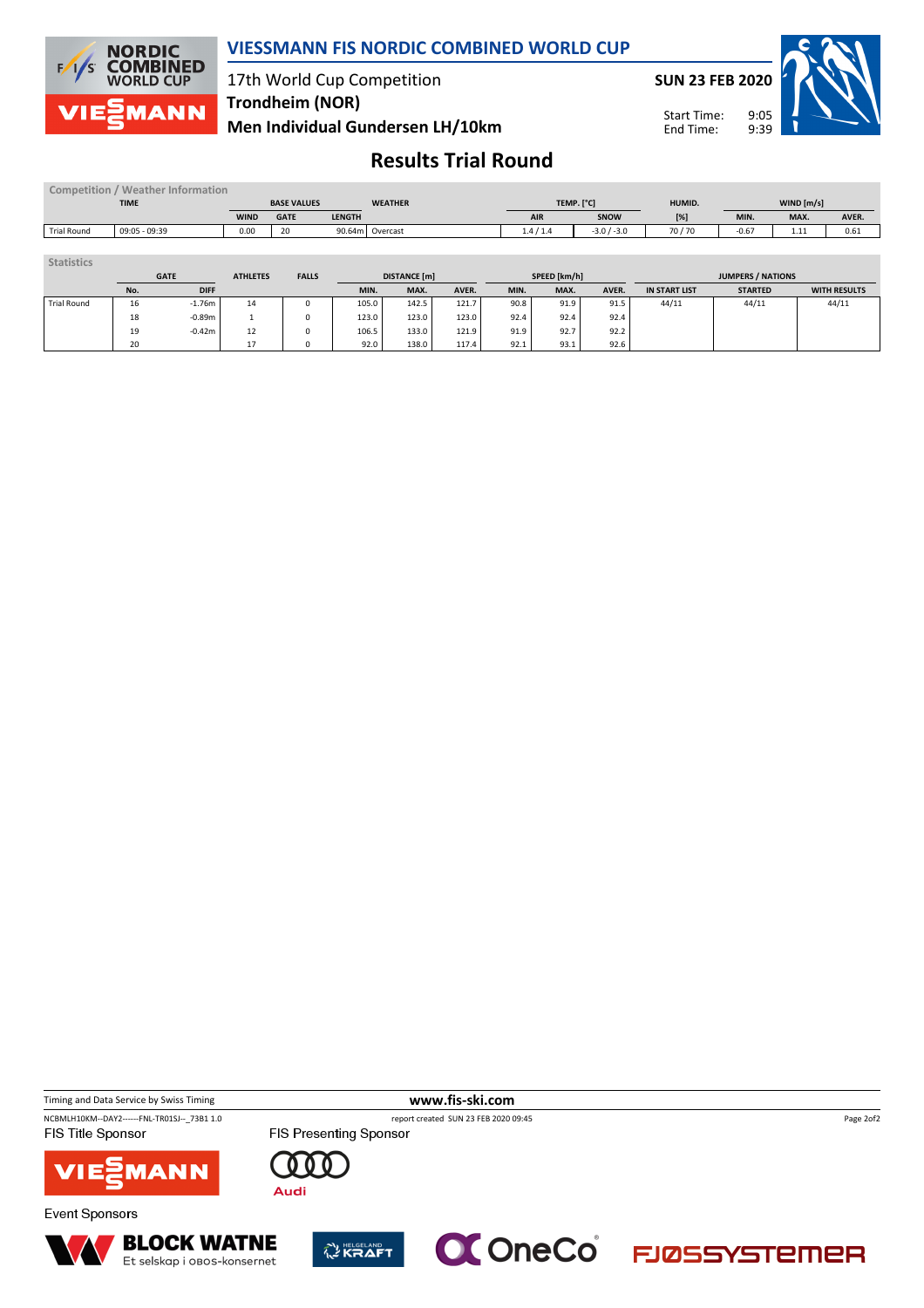# VIESSMANN FIS NORDIC COMBINED WORLD CUP

17th World Cup Competition

**Trondheim (NOR)**

**Men Individual Gundersen LH/10km**

**SUN 23 FEB 2020**

Start Time: 9:05
End Time: 9:39

## Results Trial Round

Competition / Weather Information

| TIME | | BASE VALUES | | | WEATHER | TEMP. [°C] | | HUMID. | WIND [m/s] | | |
|---|---|---|---|---|---|---|---|---|---|---|---|
| | | WIND | GATE | LENGTH | | AIR | SNOW | [%] | MIN. | MAX. | AVER. |
| Trial Round | 09:05 - 09:39 | 0.00 | 20 | 90.64m | Overcast | 1.4 / 1.4 | -3.0 / -3.0 | 70 / 70 | -0.67 | 1.11 | 0.61 |

Statistics

| | GATE | | ATHLETES | FALLS | DISTANCE [m] | | | SPEED [km/h] | | | JUMPERS / NATIONS | | |
|---|---|---|---|---|---|---|---|---|---|---|---|---|---|
| | No. | DIFF | | | MIN. | MAX. | AVER. | MIN. | MAX. | AVER. | IN START LIST | STARTED | WITH RESULTS |
| Trial Round | 16 | -1.76m | 14 | 0 | 105.0 | 142.5 | 121.7 | 90.8 | 91.9 | 91.5 | 44/11 | 44/11 | 44/11 |
| | 18 | -0.89m | 1 | 0 | 123.0 | 123.0 | 123.0 | 92.4 | 92.4 | 92.4 | | | |
| | 19 | -0.42m | 12 | 0 | 106.5 | 133.0 | 121.9 | 91.9 | 92.7 | 92.2 | | | |
| | 20 | | 17 | 0 | 92.0 | 138.0 | 117.4 | 92.1 | 93.1 | 92.6 | | | |

Timing and Data Service by Swiss Timing

www.fis-ski.com

NCBMLH10KM--DAY2------FNL-TR01SJ--_73B1 1.0

report created SUN 23 FEB 2020 09:45

FIS Title Sponsor

FIS Presenting Sponsor

Event Sponsors